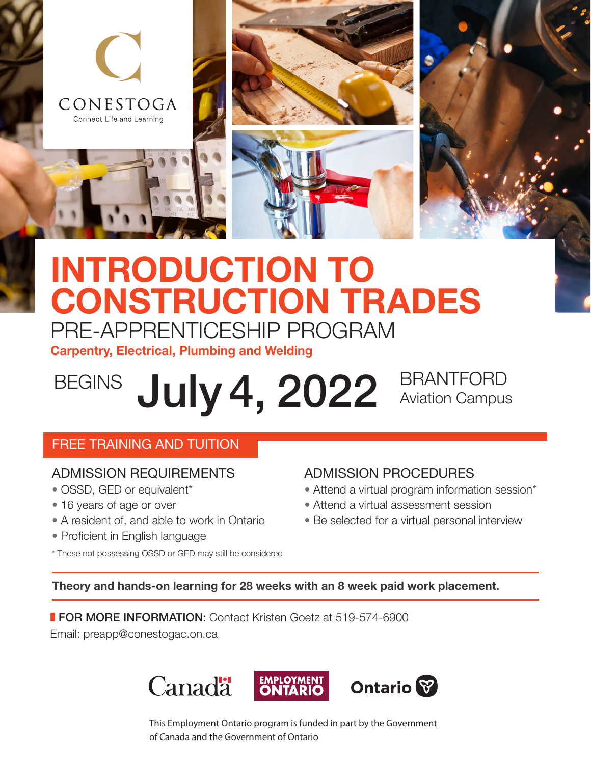CONESTOGA

Connect Life and Learning

# INTRODUCTION TO CONSTRUCTION TRADES

## PRE-APPRENTICESHIP PROGRAM

**Carpentry, Electrical, Plumbing and Welding**

BEGINS **July 4, 2022** BRANTFORD Aviation Campus

## FREE TRAINING AND TUITION

### ADMISSION REQUIREMENTS

- OSSD, GED or equivalent*
- 16 years of age or over
- A resident of, and able to work in Ontario
- Proficient in English language

\* Those not possessing OSSD or GED may still be considered

### ADMISSION PROCEDURES

- Attend a virtual program information session*
- Attend a virtual assessment session
- Be selected for a virtual personal interview

**Theory and hands-on learning for 28 weeks with an 8 week paid work placement.**

**FOR MORE INFORMATION:** Contact Kristen Goetz at 519-574-6900

Email: preapp@conestogac.on.ca

Canada | EMPLOYMENT ONTARIO | Ontario

This Employment Ontario program is funded in part by the Government of Canada and the Government of Ontario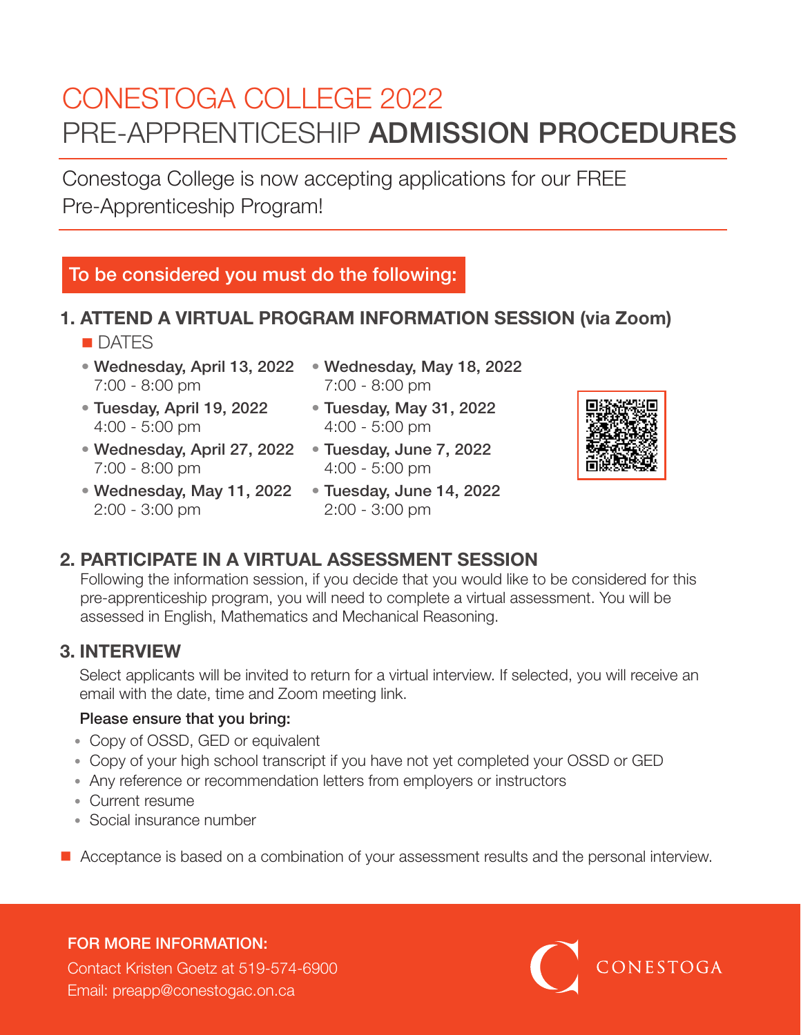# CONESTOGA COLLEGE 2022
# PRE-APPRENTICESHIP **ADMISSION PROCEDURES**

Conestoga College is now accepting applications for our FREE Pre-Apprenticeship Program!

**To be considered you must do the following:**

## 1. ATTEND A VIRTUAL PROGRAM INFORMATION SESSION (via Zoom)

- DATES
  - **Wednesday, April 13, 2022**
    7:00 - 8:00 pm
  - **Tuesday, April 19, 2022**
    4:00 - 5:00 pm
  - **Wednesday, April 27, 2022**
    7:00 - 8:00 pm
  - **Wednesday, May 11, 2022**
    2:00 - 3:00 pm
  - **Wednesday, May 18, 2022**
    7:00 - 8:00 pm
  - **Tuesday, May 31, 2022**
    4:00 - 5:00 pm
  - **Tuesday, June 7, 2022**
    4:00 - 5:00 pm
  - **Tuesday, June 14, 2022**
    2:00 - 3:00 pm

## 2. PARTICIPATE IN A VIRTUAL ASSESSMENT SESSION

Following the information session, if you decide that you would like to be considered for this pre-apprenticeship program, you will need to complete a virtual assessment. You will be assessed in English, Mathematics and Mechanical Reasoning.

## 3. INTERVIEW

Select applicants will be invited to return for a virtual interview. If selected, you will receive an email with the date, time and Zoom meeting link.

**Please ensure that you bring:**

- Copy of OSSD, GED or equivalent
- Copy of your high school transcript if you have not yet completed your OSSD or GED
- Any reference or recommendation letters from employers or instructors
- Current resume
- Social insurance number

- Acceptance is based on a combination of your assessment results and the personal interview.

**FOR MORE INFORMATION:**

Contact Kristen Goetz at 519-574-6900

Email: preapp@conestogac.on.ca

CONESTOGA